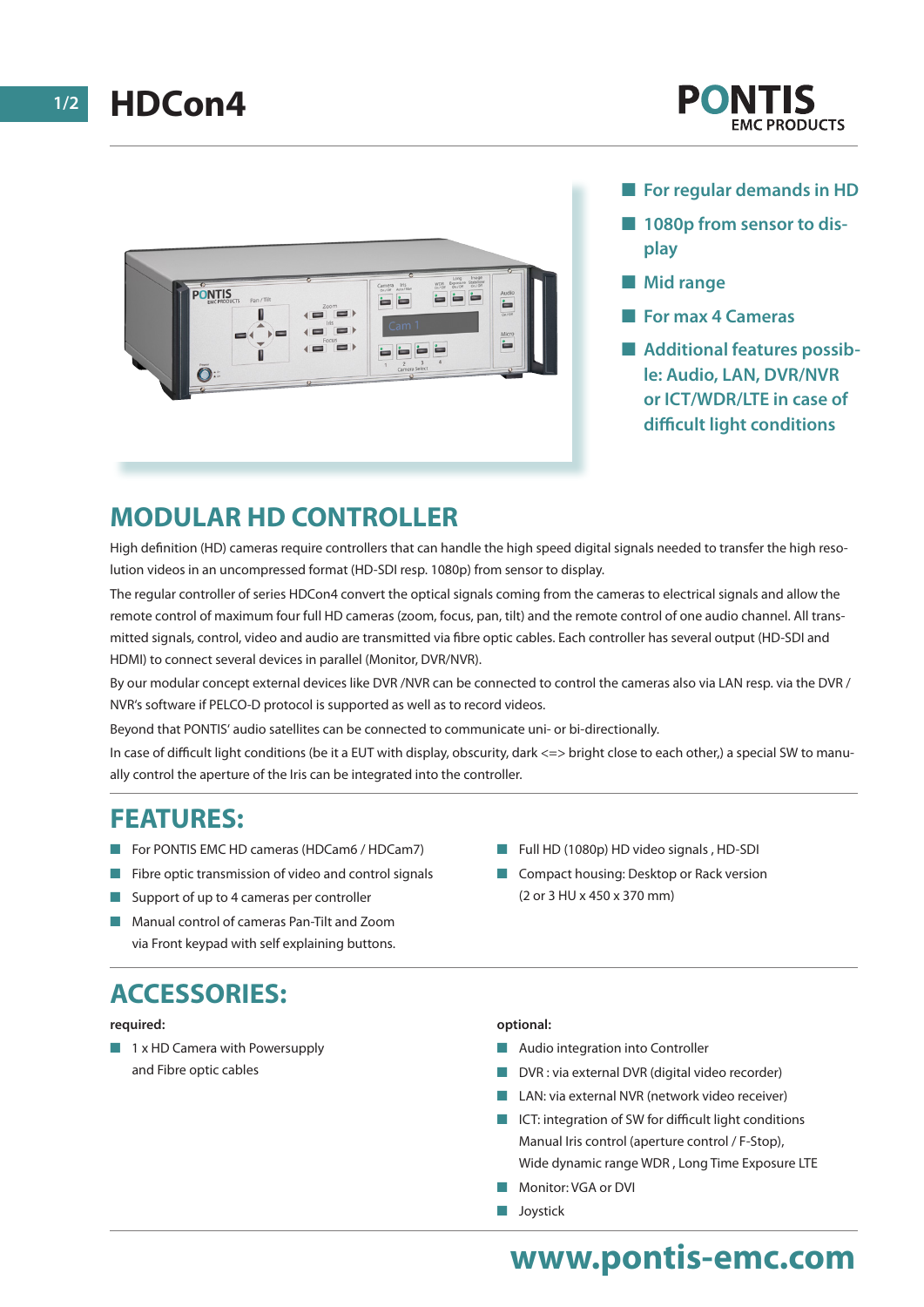# HDCon4

PONTIS EMC PRODUCTS

- For regular demands in HD
- 1080p from sensor to display
- Mid range
- For max 4 Cameras
- Additional features possible: Audio, LAN, DVR/NVR or ICT/WDR/LTE in case of difficult light conditions

## MODULAR HD CONTROLLER

High definition (HD) cameras require controllers that can handle the high speed digital signals needed to transfer the high resolution videos in an uncompressed format (HD-SDI resp. 1080p) from sensor to display.

The regular controller of series HDCon4 convert the optical signals coming from the cameras to electrical signals and allow the remote control of maximum four full HD cameras (zoom, focus, pan, tilt) and the remote control of one audio channel. All transmitted signals, control, video and audio are transmitted via fibre optic cables. Each controller has several output (HD-SDI and HDMI) to connect several devices in parallel (Monitor, DVR/NVR).

By our modular concept external devices like DVR /NVR can be connected to control the cameras also via LAN resp. via the DVR / NVR's software if PELCO-D protocol is supported as well as to record videos.

Beyond that PONTIS' audio satellites can be connected to communicate uni- or bi-directionally.

In case of difficult light conditions (be it a EUT with display, obscurity, dark <=> bright close to each other,) a special SW to manually control the aperture of the Iris can be integrated into the controller.

## FEATURES:

- For PONTIS EMC HD cameras (HDCam6 / HDCam7)
- Fibre optic transmission of video and control signals
- Support of up to 4 cameras per controller
- Manual control of cameras Pan-Tilt and Zoom via Front keypad with self explaining buttons.
- Full HD (1080p) HD video signals , HD-SDI
- Compact housing: Desktop or Rack version (2 or 3 HU x 450 x 370 mm)

## ACCESSORIES:

**required:**

- 1 x HD Camera with Powersupply and Fibre optic cables

**optional:**

- Audio integration into Controller
- DVR : via external DVR (digital video recorder)
- LAN: via external NVR (network video receiver)
- ICT: integration of SW for difficult light conditions Manual Iris control (aperture control / F-Stop), Wide dynamic range WDR , Long Time Exposure LTE
- Monitor: VGA or DVI
- Joystick

**www.pontis-emc.com**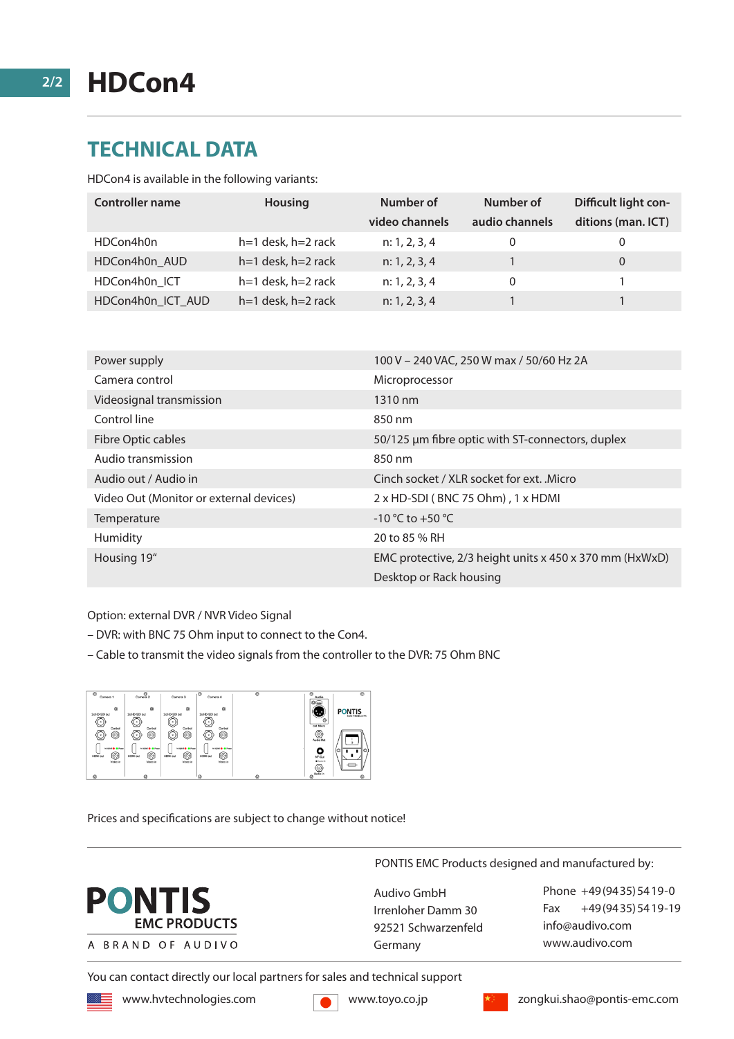# HDCon4

## TECHNICAL DATA

HDCon4 is available in the following variants:

| Controller name | Housing | Number of video channels | Number of audio channels | Difficult light conditions (man. ICT) |
|---|---|---|---|---|
| HDCon4h0n | h=1 desk, h=2 rack | n: 1, 2, 3, 4 | 0 | 0 |
| HDCon4h0n_AUD | h=1 desk, h=2 rack | n: 1, 2, 3, 4 | 1 | 0 |
| HDCon4h0n_ICT | h=1 desk, h=2 rack | n: 1, 2, 3, 4 | 0 | 1 |
| HDCon4h0n_ICT_AUD | h=1 desk, h=2 rack | n: 1, 2, 3, 4 | 1 | 1 |

| | |
|---|---|
| Power supply | 100 V – 240 VAC, 250 W max / 50/60 Hz 2A |
| Camera control | Microprocessor |
| Videosignal transmission | 1310 nm |
| Control line | 850 nm |
| Fibre Optic cables | 50/125 μm fibre optic with ST-connectors, duplex |
| Audio transmission | 850 nm |
| Audio out / Audio in | Cinch socket / XLR socket for ext. .Micro |
| Video Out (Monitor or external devices) | 2 x HD-SDI ( BNC 75 Ohm) , 1 x HDMI |
| Temperature | -10 °C to +50 °C |
| Humidity | 20 to 85 % RH |
| Housing 19" | EMC protective, 2/3 height units x 450 x 370 mm (HxWxD) Desktop or Rack housing |

Option: external DVR / NVR Video Signal

– DVR: with BNC 75 Ohm input to connect to the Con4.

– Cable to transmit the video signals from the controller to the DVR: 75 Ohm BNC

Prices and specifications are subject to change without notice!

PONTIS EMC Products designed and manufactured by:

PONTIS EMC PRODUCTS
A BRAND OF AUDIVO

Audivo GmbH
Irrenloher Damm 30
92521 Schwarzenfeld
Germany

Phone +49 (9435) 5419-0
Fax +49 (9435) 5419-19
info@audivo.com
www.audivo.com

You can contact directly our local partners for sales and technical support

www.hvtechnologies.com

www.toyo.co.jp

zongkui.shao@pontis-emc.com